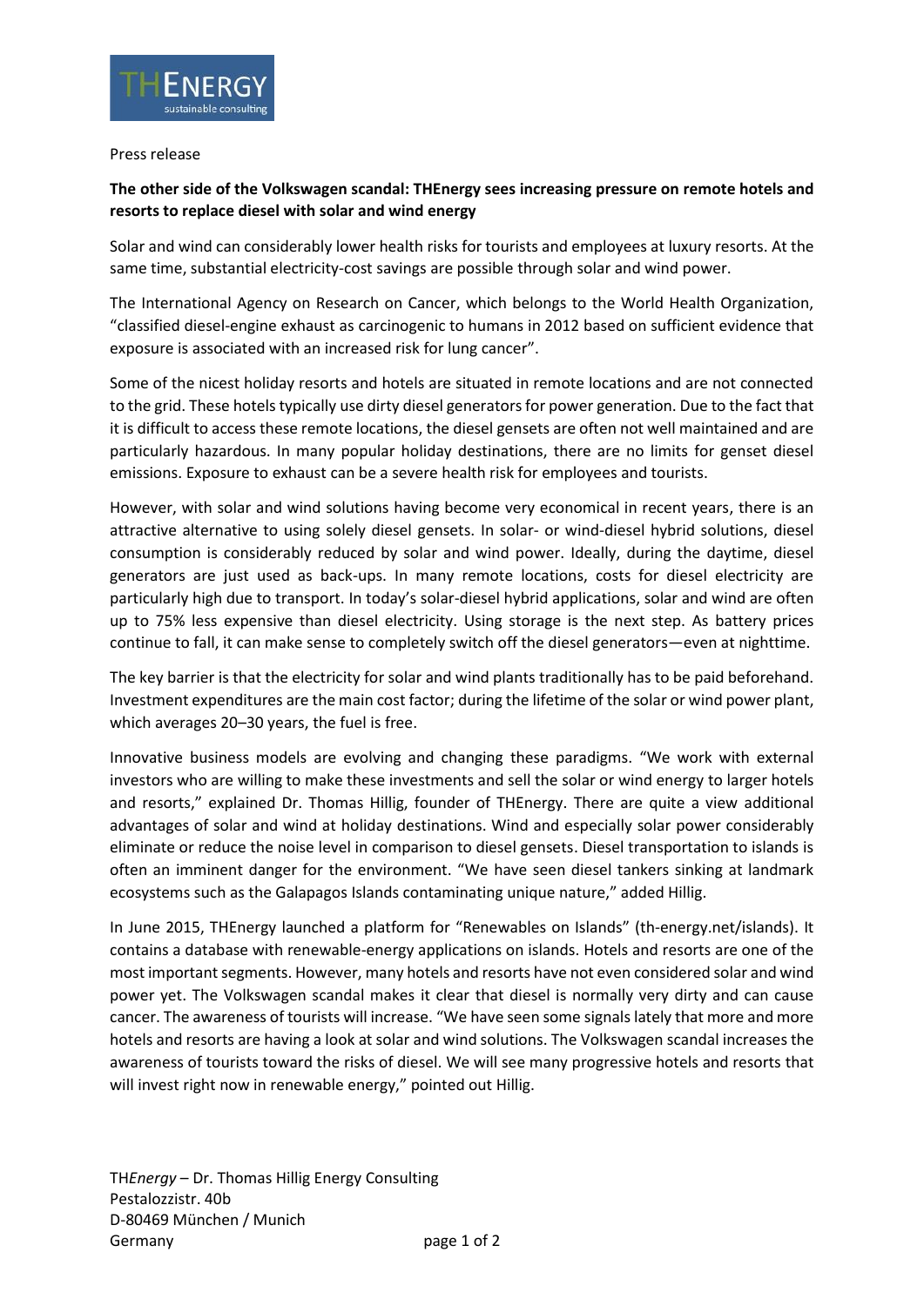THEnergy sustainable consulting

Press release

**The other side of the Volkswagen scandal: THEnergy sees increasing pressure on remote hotels and resorts to replace diesel with solar and wind energy**

Solar and wind can considerably lower health risks for tourists and employees at luxury resorts. At the same time, substantial electricity-cost savings are possible through solar and wind power.

The International Agency on Research on Cancer, which belongs to the World Health Organization, "classified diesel-engine exhaust as carcinogenic to humans in 2012 based on sufficient evidence that exposure is associated with an increased risk for lung cancer".

Some of the nicest holiday resorts and hotels are situated in remote locations and are not connected to the grid. These hotels typically use dirty diesel generators for power generation. Due to the fact that it is difficult to access these remote locations, the diesel gensets are often not well maintained and are particularly hazardous. In many popular holiday destinations, there are no limits for genset diesel emissions. Exposure to exhaust can be a severe health risk for employees and tourists.

However, with solar and wind solutions having become very economical in recent years, there is an attractive alternative to using solely diesel gensets. In solar- or wind-diesel hybrid solutions, diesel consumption is considerably reduced by solar and wind power. Ideally, during the daytime, diesel generators are just used as back-ups. In many remote locations, costs for diesel electricity are particularly high due to transport. In today's solar-diesel hybrid applications, solar and wind are often up to 75% less expensive than diesel electricity. Using storage is the next step. As battery prices continue to fall, it can make sense to completely switch off the diesel generators—even at nighttime.

The key barrier is that the electricity for solar and wind plants traditionally has to be paid beforehand. Investment expenditures are the main cost factor; during the lifetime of the solar or wind power plant, which averages 20–30 years, the fuel is free.

Innovative business models are evolving and changing these paradigms. "We work with external investors who are willing to make these investments and sell the solar or wind energy to larger hotels and resorts," explained Dr. Thomas Hillig, founder of THEnergy. There are quite a view additional advantages of solar and wind at holiday destinations. Wind and especially solar power considerably eliminate or reduce the noise level in comparison to diesel gensets. Diesel transportation to islands is often an imminent danger for the environment. "We have seen diesel tankers sinking at landmark ecosystems such as the Galapagos Islands contaminating unique nature," added Hillig.

In June 2015, THEnergy launched a platform for "Renewables on Islands" (th-energy.net/islands). It contains a database with renewable-energy applications on islands. Hotels and resorts are one of the most important segments. However, many hotels and resorts have not even considered solar and wind power yet. The Volkswagen scandal makes it clear that diesel is normally very dirty and can cause cancer. The awareness of tourists will increase. "We have seen some signals lately that more and more hotels and resorts are having a look at solar and wind solutions. The Volkswagen scandal increases the awareness of tourists toward the risks of diesel. We will see many progressive hotels and resorts that will invest right now in renewable energy," pointed out Hillig.

TH*Energy* – Dr. Thomas Hillig Energy Consulting
Pestalozzistr. 40b
D-80469 München / Munich
Germany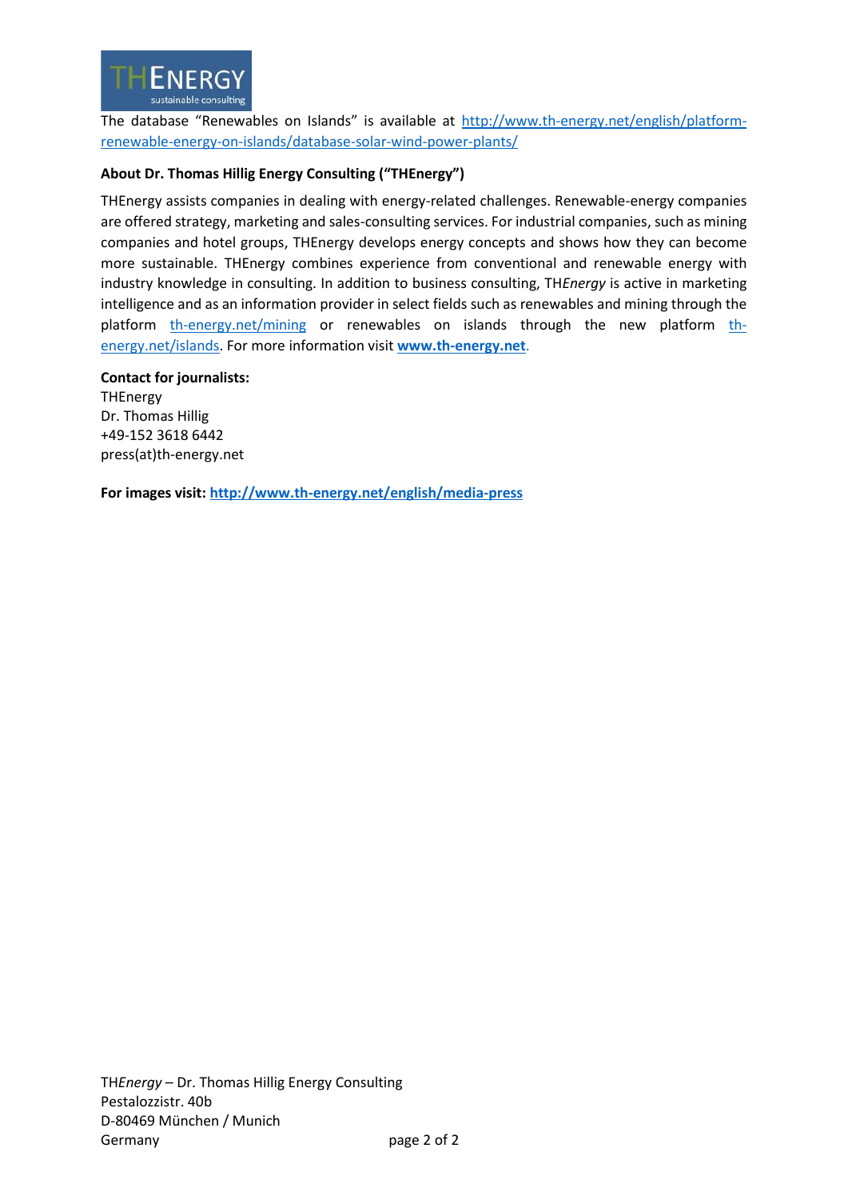The database "Renewables on Islands" is available at http://www.th-energy.net/english/platform-renewable-energy-on-islands/database-solar-wind-power-plants/

**About Dr. Thomas Hillig Energy Consulting ("THEnergy")**

THEnergy assists companies in dealing with energy-related challenges. Renewable-energy companies are offered strategy, marketing and sales-consulting services. For industrial companies, such as mining companies and hotel groups, THEnergy develops energy concepts and shows how they can become more sustainable. THEnergy combines experience from conventional and renewable energy with industry knowledge in consulting. In addition to business consulting, TH*Energy* is active in marketing intelligence and as an information provider in select fields such as renewables and mining through the platform th-energy.net/mining or renewables on islands through the new platform th-energy.net/islands. For more information visit **www.th-energy.net**.

**Contact for journalists:**
THEnergy
Dr. Thomas Hillig
+49-152 3618 6442
press(at)th-energy.net

**For images visit: http://www.th-energy.net/english/media-press**

TH*Energy* – Dr. Thomas Hillig Energy Consulting
Pestalozzistr. 40b
D-80469 München / Munich
Germany